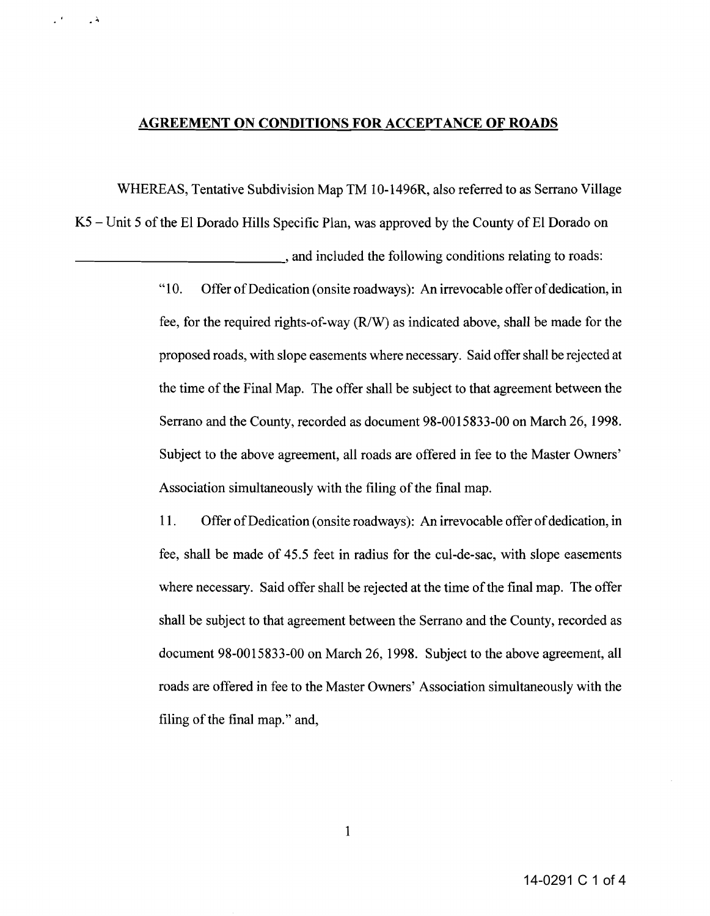## AGREEMENT ON CONDITIONS FOR ACCEPTANCE OF ROADS

WHEREAS, Tentative Subdivision Map TM 10-1496R, also referred to as Serrano Village K5 – Unit 5 of the El Dorado Hills Specific Plan, was approved by the County of El Dorado on ______________________________, and included the following conditions relating to roads:

> "10. Offer of Dedication (onsite roadways): An irrevocable offer of dedication, in fee, for the required rights-of-way (R/W) as indicated above, shall be made for the proposed roads, with slope easements where necessary. Said offer shall be rejected at the time of the Final Map. The offer shall be subject to that agreement between the Serrano and the County, recorded as document 98-0015833-00 on March 26, 1998. Subject to the above agreement, all roads are offered in fee to the Master Owners' Association simultaneously with the filing of the final map.
>
> 11. Offer of Dedication (onsite roadways): An irrevocable offer of dedication, in fee, shall be made of 45.5 feet in radius for the cul-de-sac, with slope easements where necessary. Said offer shall be rejected at the time of the final map. The offer shall be subject to that agreement between the Serrano and the County, recorded as document 98-0015833-00 on March 26, 1998. Subject to the above agreement, all roads are offered in fee to the Master Owners' Association simultaneously with the filing of the final map." and,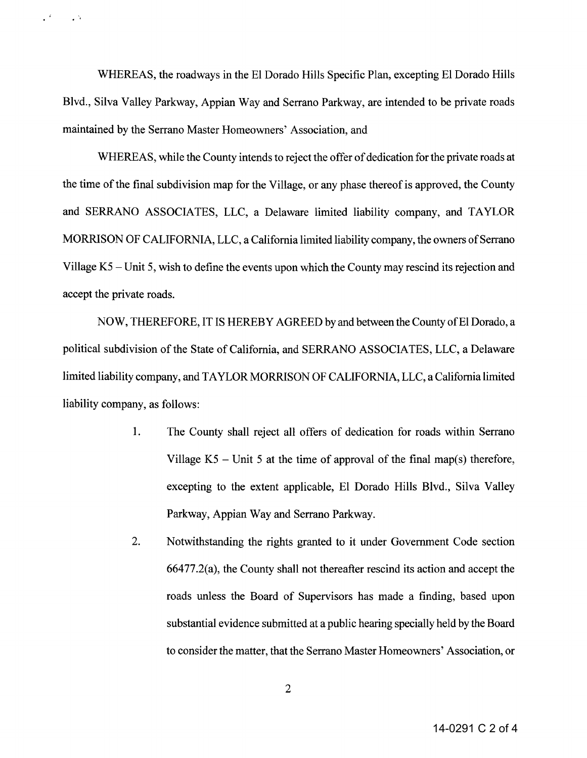WHEREAS, the roadways in the El Dorado Hills Specific Plan, excepting El Dorado Hills Blvd., Silva Valley Parkway, Appian Way and Serrano Parkway, are intended to be private roads maintained by the Serrano Master Homeowners' Association, and

WHEREAS, while the County intends to reject the offer of dedication for the private roads at the time of the final subdivision map for the Village, or any phase thereof is approved, the County and SERRANO ASSOCIATES, LLC, a Delaware limited liability company, and TAYLOR MORRISON OF CALIFORNIA, LLC, a California limited liability company, the owners of Serrano Village K5 – Unit 5, wish to define the events upon which the County may rescind its rejection and accept the private roads.

NOW, THEREFORE, IT IS HEREBY AGREED by and between the County of El Dorado, a political subdivision of the State of California, and SERRANO ASSOCIATES, LLC, a Delaware limited liability company, and TAYLOR MORRISON OF CALIFORNIA, LLC, a California limited liability company, as follows:

1. The County shall reject all offers of dedication for roads within Serrano Village K5 – Unit 5 at the time of approval of the final map(s) therefore, excepting to the extent applicable, El Dorado Hills Blvd., Silva Valley Parkway, Appian Way and Serrano Parkway.

2. Notwithstanding the rights granted to it under Government Code section 66477.2(a), the County shall not thereafter rescind its action and accept the roads unless the Board of Supervisors has made a finding, based upon substantial evidence submitted at a public hearing specially held by the Board to consider the matter, that the Serrano Master Homeowners' Association, or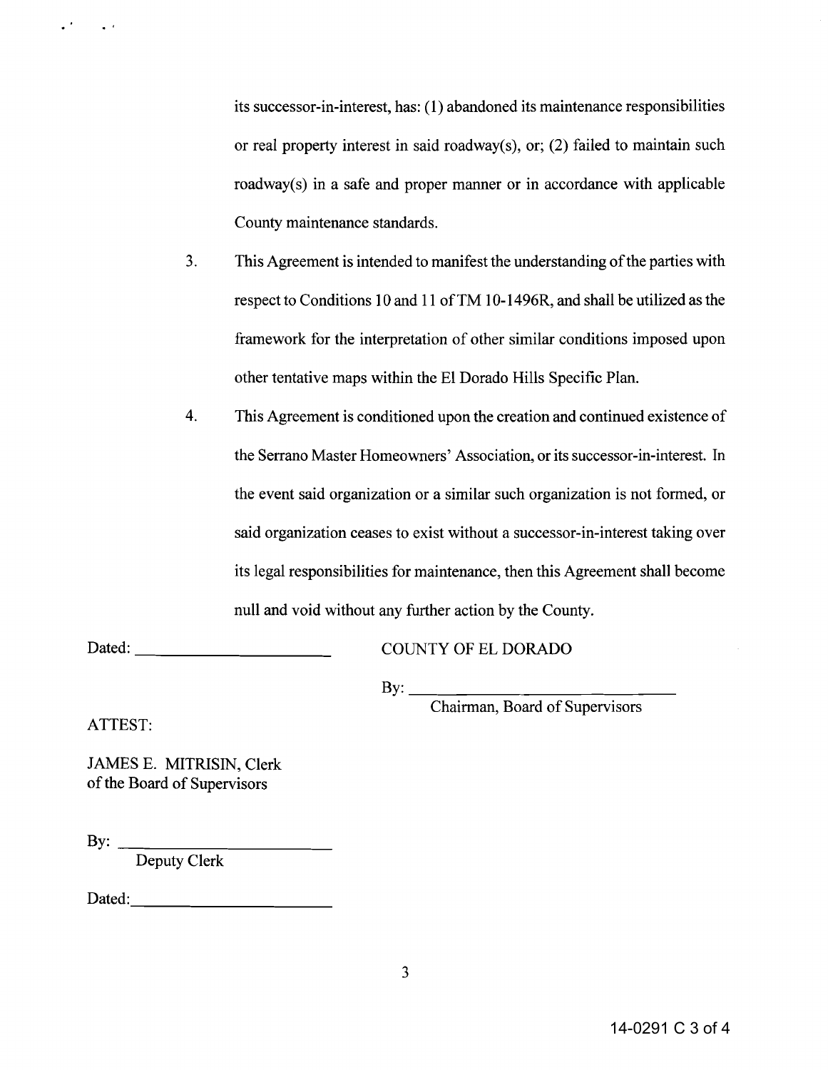its successor-in-interest, has: (1) abandoned its maintenance responsibilities or real property interest in said roadway(s), or; (2) failed to maintain such roadway(s) in a safe and proper manner or in accordance with applicable County maintenance standards.

3. This Agreement is intended to manifest the understanding of the parties with respect to Conditions 10 and 11 of TM 10-1496R, and shall be utilized as the framework for the interpretation of other similar conditions imposed upon other tentative maps within the El Dorado Hills Specific Plan.

4. This Agreement is conditioned upon the creation and continued existence of the Serrano Master Homeowners' Association, or its successor-in-interest. In the event said organization or a similar such organization is not formed, or said organization ceases to exist without a successor-in-interest taking over its legal responsibilities for maintenance, then this Agreement shall become null and void without any further action by the County.

Dated: ______________________

COUNTY OF EL DORADO

By: ______________________________
Chairman, Board of Supervisors

ATTEST:

JAMES E. MITRISIN, Clerk
of the Board of Supervisors

By: ______________________
Deputy Clerk

Dated: ______________________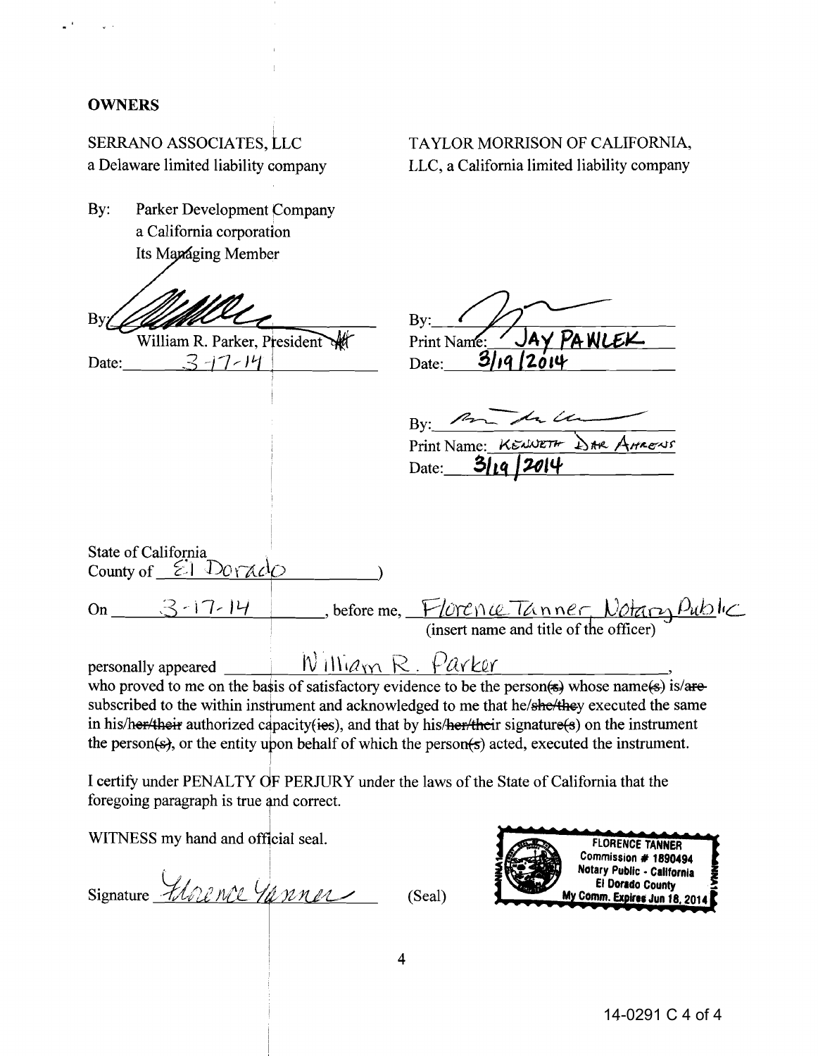**OWNERS**

SERRANO ASSOCIATES, LLC
a Delaware limited liability company

By: Parker Development Company
a California corporation
Its Managing Member

By: [signature]
William R. Parker, President
Date: 3-17-14

TAYLOR MORRISON OF CALIFORNIA, LLC, a California limited liability company

By: [signature]
Print Name: JAY PAWLEK
Date: 3/19/2014

By: [signature]
Print Name: KENNETH DAR AHRENS
Date: 3/19/2014

State of California
County of El Dorado )

On 3-17-14, before me, Florence Tanner Notary Public
(insert name and title of the officer)

personally appeared William R. Parker,
who proved to me on the basis of satisfactory evidence to be the person~~(s)~~ whose name~~(s)~~ is/~~are~~ subscribed to the within instrument and acknowledged to me that he/~~she/they~~ executed the same in his/~~her/their~~ authorized capacity~~(ies)~~, and that by his/~~her/their~~ signature~~(s)~~ on the instrument the person~~(s)~~, or the entity upon behalf of which the person~~(s)~~ acted, executed the instrument.

I certify under PENALTY OF PERJURY under the laws of the State of California that the foregoing paragraph is true and correct.

WITNESS my hand and official seal.

Signature [signature] (Seal)

FLORENCE TANNER
Commission # 1890494
Notary Public - California
El Dorado County
My Comm. Expires Jun 18, 2014

14-0291 C 4 of 4